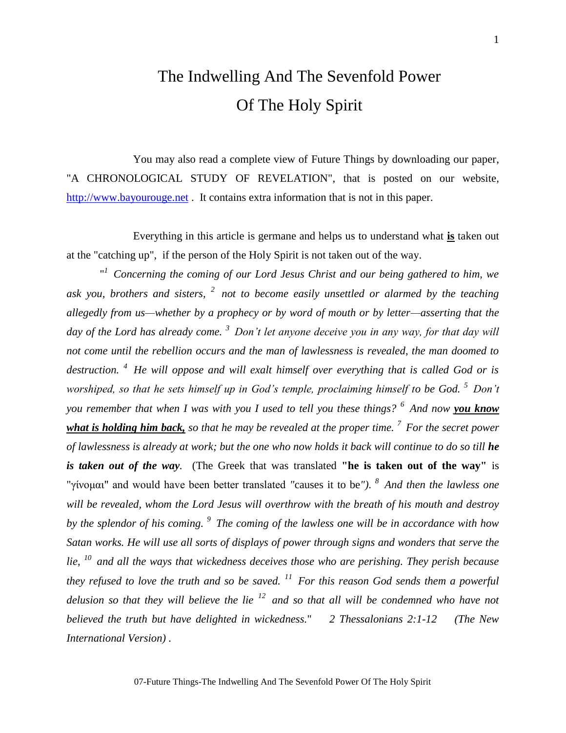# The Indwelling And The Sevenfold Power Of The Holy Spirit

You may also read a complete view of Future Things by downloading our paper, "A CHRONOLOGICAL STUDY OF REVELATION", that is posted on our website, http://www.bayourouge.net . It contains extra information that is not in this paper.

Everything in this article is germane and helps us to understand what **is** taken out at the "catching up", if the person of the Holy Spirit is not taken out of the way.

"[1] *Concerning the coming of our Lord Jesus Christ and our being gathered to him, we ask you, brothers and sisters,* [2] *not to become easily unsettled or alarmed by the teaching allegedly from us—whether by a prophecy or by word of mouth or by letter—asserting that the day of the Lord has already come.* [3] *Don't let anyone deceive you in any way, for that day will not come until the rebellion occurs and the man of lawlessness is revealed, the man doomed to destruction.* [4] *He will oppose and will exalt himself over everything that is called God or is worshiped, so that he sets himself up in God's temple, proclaiming himself to be God.* [5] *Don't you remember that when I was with you I used to tell you these things?* [6] *And now* ***you know what is holding him back,*** *so that he may be revealed at the proper time.* [7] *For the secret power of lawlessness is already at work; but the one who now holds it back will continue to do so till* ***he is taken out of the way****.* (The Greek that was translated **"he is taken out of the way"** is "γίνομαι" and would have been better translated "causes it to be"). [8] *And then the lawless one will be revealed, whom the Lord Jesus will overthrow with the breath of his mouth and destroy by the splendor of his coming.* [9] *The coming of the lawless one will be in accordance with how Satan works. He will use all sorts of displays of power through signs and wonders that serve the lie,* [10] *and all the ways that wickedness deceives those who are perishing. They perish because they refused to love the truth and so be saved.* [11] *For this reason God sends them a powerful delusion so that they will believe the lie* [12] *and so that all will be condemned who have not believed the truth but have delighted in wickedness.*" *2 Thessalonians 2:1-12 (The New International Version)* .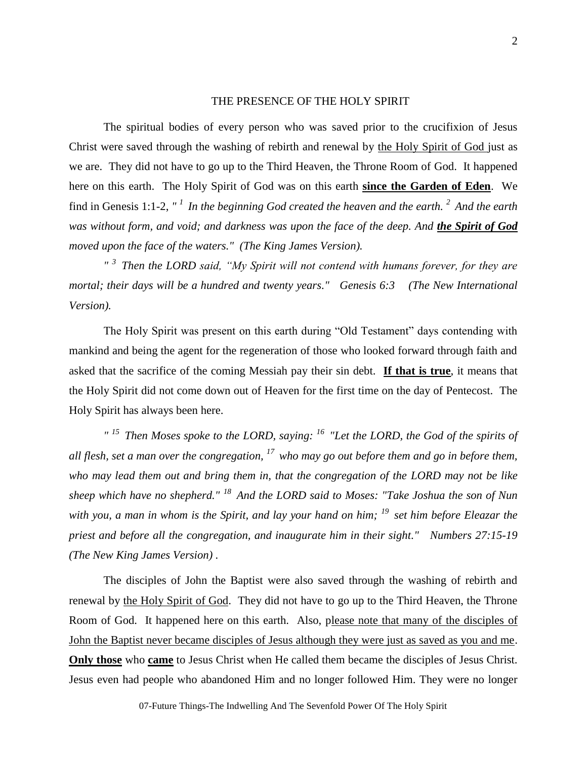## THE PRESENCE OF THE HOLY SPIRIT

The spiritual bodies of every person who was saved prior to the crucifixion of Jesus Christ were saved through the washing of rebirth and renewal by <u>the Holy Spirit of God</u> just as we are. They did not have to go up to the Third Heaven, the Throne Room of God. It happened here on this earth. The Holy Spirit of God was on this earth **<u>since the Garden of Eden</u>**. We find in Genesis 1:1-2, *" [1] In the beginning God created the heaven and the earth. [2] And the earth was without form, and void; and darkness was upon the face of the deep. And **<u>the Spirit of God</u>** moved upon the face of the waters." (The King James Version).*

*" [3] Then the LORD said, "My Spirit will not contend with humans forever, for they are mortal; their days will be a hundred and twenty years." Genesis 6:3 (The New International Version).*

The Holy Spirit was present on this earth during "Old Testament" days contending with mankind and being the agent for the regeneration of those who looked forward through faith and asked that the sacrifice of the coming Messiah pay their sin debt. **<u>If that is true</u>**, it means that the Holy Spirit did not come down out of Heaven for the first time on the day of Pentecost. The Holy Spirit has always been here.

*" [15] Then Moses spoke to the LORD, saying: [16] "Let the LORD, the God of the spirits of all flesh, set a man over the congregation, [17] who may go out before them and go in before them, who may lead them out and bring them in, that the congregation of the LORD may not be like sheep which have no shepherd." [18] And the LORD said to Moses: "Take Joshua the son of Nun with you, a man in whom is the Spirit, and lay your hand on him; [19] set him before Eleazar the priest and before all the congregation, and inaugurate him in their sight." Numbers 27:15-19 (The New King James Version) .*

The disciples of John the Baptist were also saved through the washing of rebirth and renewal by <u>the Holy Spirit of God</u>. They did not have to go up to the Third Heaven, the Throne Room of God. It happened here on this earth. Also, p<u>lease note that many of the disciples of John the Baptist never became disciples of Jesus although they were just as saved as you and me</u>. **<u>Only those</u>** who **<u>came</u>** to Jesus Christ when He called them became the disciples of Jesus Christ. Jesus even had people who abandoned Him and no longer followed Him. They were no longer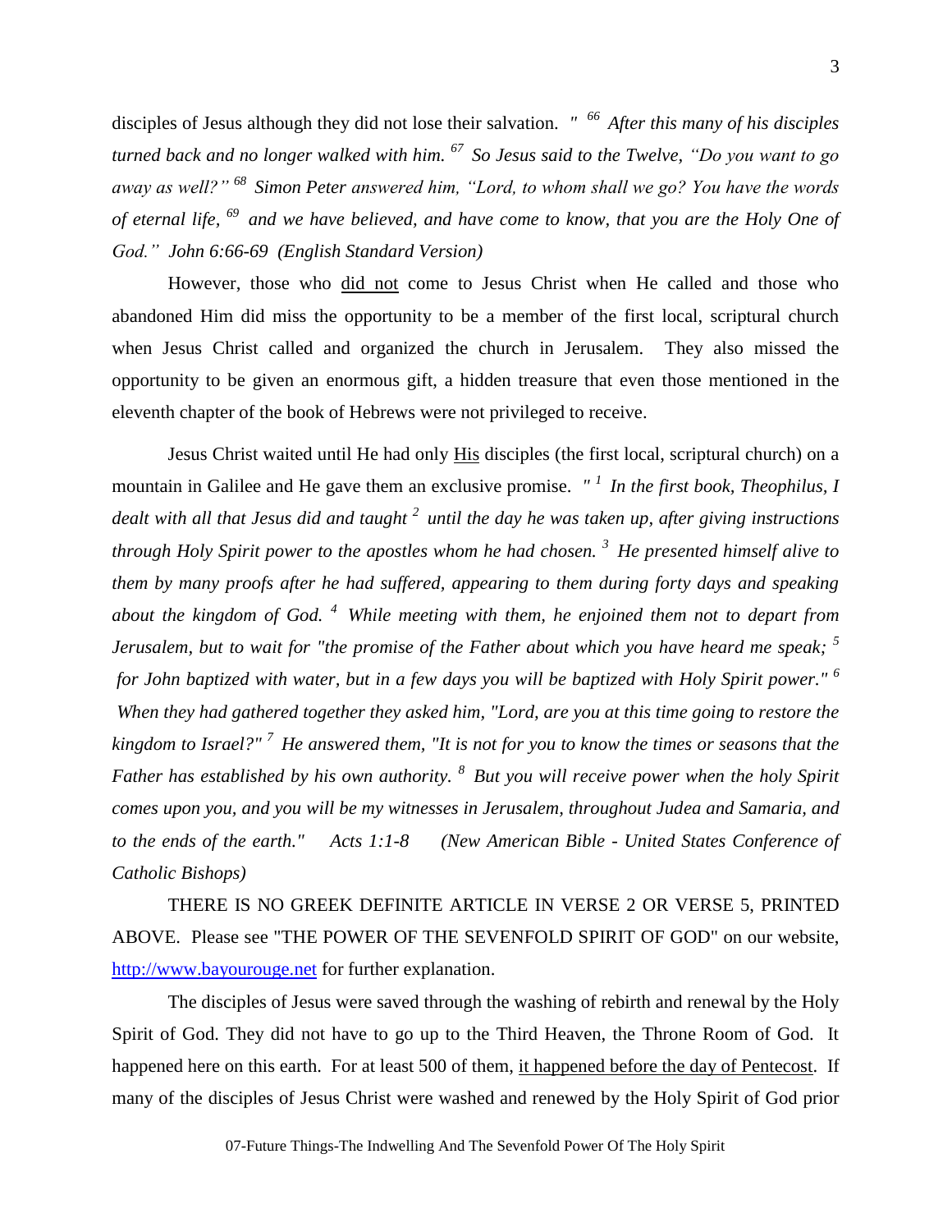disciples of Jesus although they did not lose their salvation. *" [66] After this many of his disciples turned back and no longer walked with him. [67] So Jesus said to the Twelve, "Do you want to go away as well?" [68] Simon Peter answered him, "Lord, to whom shall we go? You have the words of eternal life, [69] and we have believed, and have come to know, that you are the Holy One of God." John 6:66-69 (English Standard Version)*

However, those who <u>did not</u> come to Jesus Christ when He called and those who abandoned Him did miss the opportunity to be a member of the first local, scriptural church when Jesus Christ called and organized the church in Jerusalem. They also missed the opportunity to be given an enormous gift, a hidden treasure that even those mentioned in the eleventh chapter of the book of Hebrews were not privileged to receive.

Jesus Christ waited until He had only <u>His</u> disciples (the first local, scriptural church) on a mountain in Galilee and He gave them an exclusive promise. *" [1] In the first book, Theophilus, I dealt with all that Jesus did and taught [2] until the day he was taken up, after giving instructions through Holy Spirit power to the apostles whom he had chosen. [3] He presented himself alive to them by many proofs after he had suffered, appearing to them during forty days and speaking about the kingdom of God. [4] While meeting with them, he enjoined them not to depart from Jerusalem, but to wait for "the promise of the Father about which you have heard me speak; [5] for John baptized with water, but in a few days you will be baptized with Holy Spirit power." [6] When they had gathered together they asked him, "Lord, are you at this time going to restore the kingdom to Israel?" [7] He answered them, "It is not for you to know the times or seasons that the Father has established by his own authority. [8] But you will receive power when the holy Spirit comes upon you, and you will be my witnesses in Jerusalem, throughout Judea and Samaria, and to the ends of the earth." Acts 1:1-8 (New American Bible - United States Conference of Catholic Bishops)*

THERE IS NO GREEK DEFINITE ARTICLE IN VERSE 2 OR VERSE 5, PRINTED ABOVE. Please see "THE POWER OF THE SEVENFOLD SPIRIT OF GOD" on our website, [http://www.bayourouge.net](http://www.bayourouge.net) for further explanation.

The disciples of Jesus were saved through the washing of rebirth and renewal by the Holy Spirit of God. They did not have to go up to the Third Heaven, the Throne Room of God. It happened here on this earth. For at least 500 of them, <u>it happened before the day of Pentecost</u>. If many of the disciples of Jesus Christ were washed and renewed by the Holy Spirit of God prior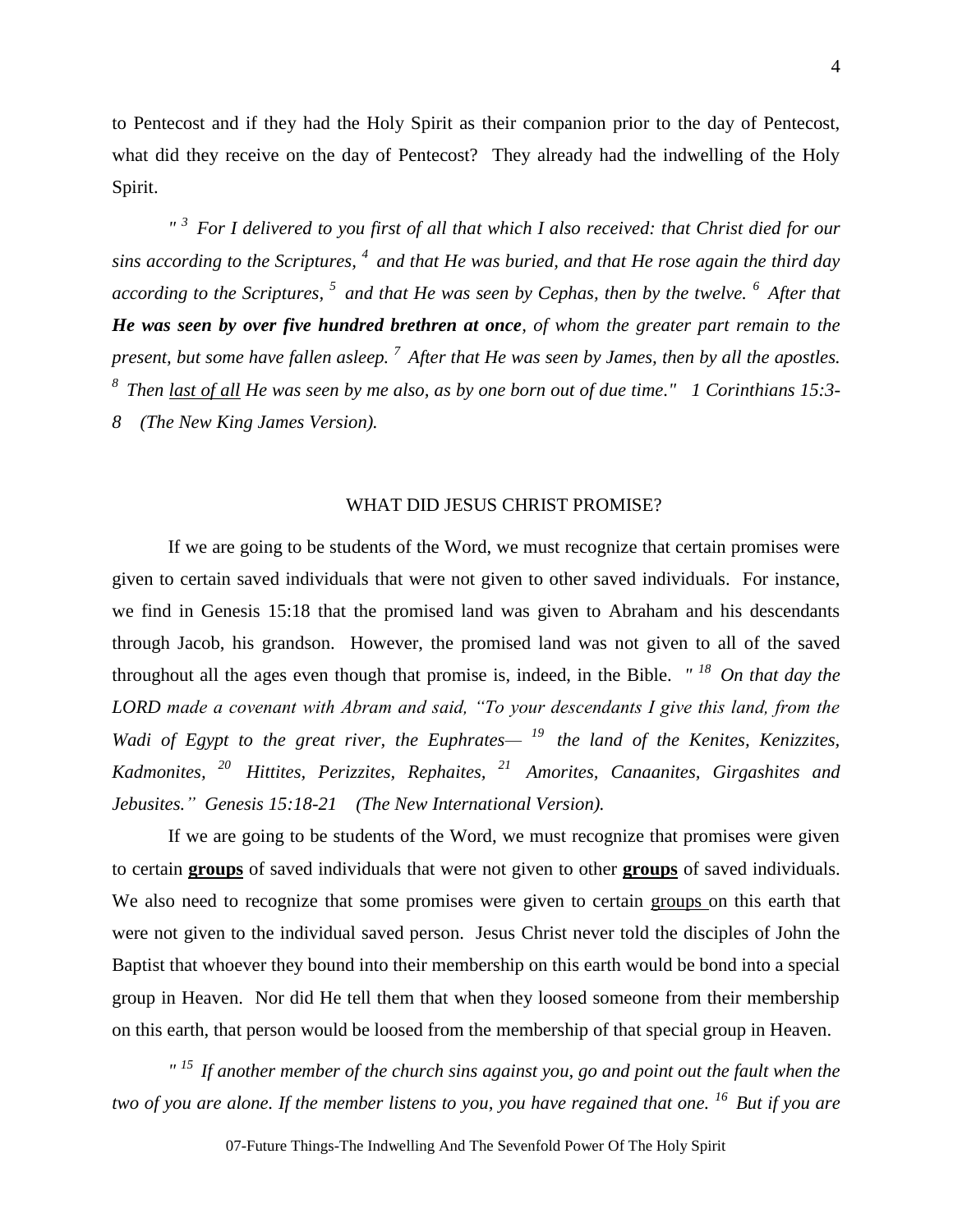to Pentecost and if they had the Holy Spirit as their companion prior to the day of Pentecost, what did they receive on the day of Pentecost? They already had the indwelling of the Holy Spirit.

*" [3] For I delivered to you first of all that which I also received: that Christ died for our sins according to the Scriptures, [4] and that He was buried, and that He rose again the third day according to the Scriptures, [5] and that He was seen by Cephas, then by the twelve. [6] After that **He was seen by over five hundred brethren at once**, of whom the greater part remain to the present, but some have fallen asleep. [7] After that He was seen by James, then by all the apostles. [8] Then <u>last of all</u> He was seen by me also, as by one born out of due time." 1 Corinthians 15:3-8 (The New King James Version).*

## WHAT DID JESUS CHRIST PROMISE?

If we are going to be students of the Word, we must recognize that certain promises were given to certain saved individuals that were not given to other saved individuals. For instance, we find in Genesis 15:18 that the promised land was given to Abraham and his descendants through Jacob, his grandson. However, the promised land was not given to all of the saved throughout all the ages even though that promise is, indeed, in the Bible. *" [18] On that day the LORD made a covenant with Abram and said, "To your descendants I give this land, from the Wadi of Egypt to the great river, the Euphrates— [19] the land of the Kenites, Kenizzites, Kadmonites, [20] Hittites, Perizzites, Rephaites, [21] Amorites, Canaanites, Girgashites and Jebusites." Genesis 15:18-21 (The New International Version).*

If we are going to be students of the Word, we must recognize that promises were given to certain **<u>groups</u>** of saved individuals that were not given to other **<u>groups</u>** of saved individuals. We also need to recognize that some promises were given to certain <u>groups</u> on this earth that were not given to the individual saved person. Jesus Christ never told the disciples of John the Baptist that whoever they bound into their membership on this earth would be bond into a special group in Heaven. Nor did He tell them that when they loosed someone from their membership on this earth, that person would be loosed from the membership of that special group in Heaven.

*" [15] If another member of the church sins against you, go and point out the fault when the two of you are alone. If the member listens to you, you have regained that one. [16] But if you are*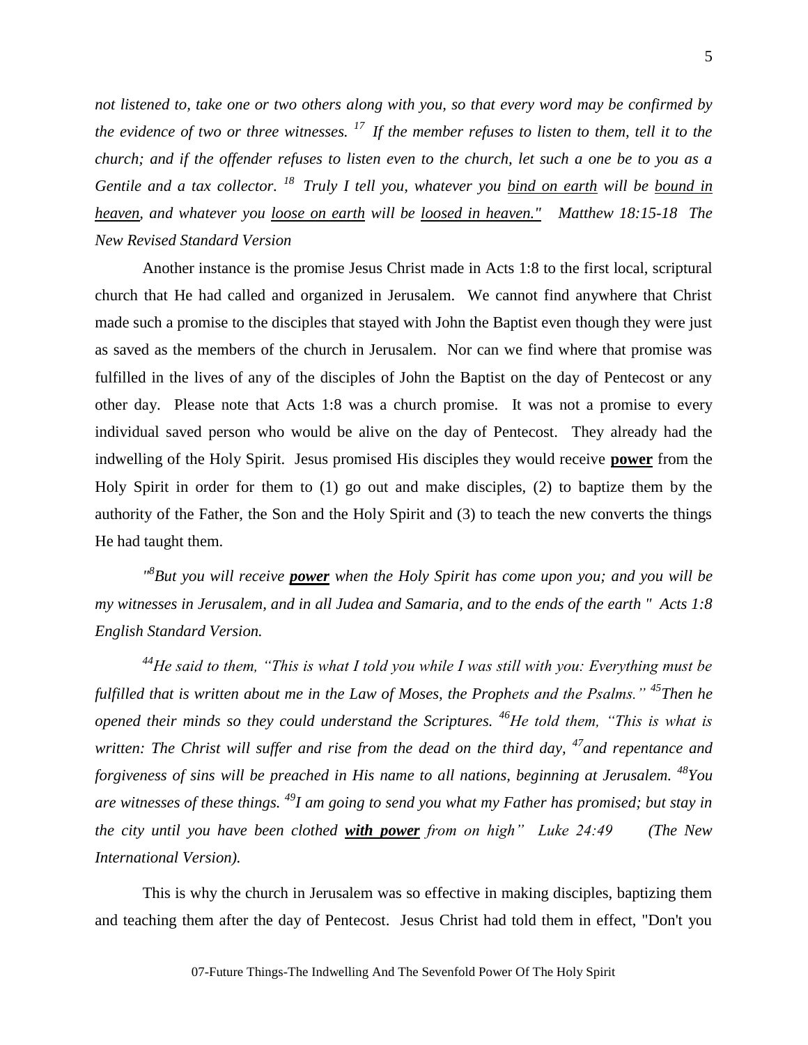*not listened to, take one or two others along with you, so that every word may be confirmed by the evidence of two or three witnesses. [17] If the member refuses to listen to them, tell it to the church; and if the offender refuses to listen even to the church, let such a one be to you as a Gentile and a tax collector. [18] Truly I tell you, whatever you <u>bind on earth</u> will be <u>bound in heaven</u>, and whatever you <u>loose on earth</u> will be <u>loosed in heaven."</u> Matthew 18:15-18 The New Revised Standard Version*

Another instance is the promise Jesus Christ made in Acts 1:8 to the first local, scriptural church that He had called and organized in Jerusalem. We cannot find anywhere that Christ made such a promise to the disciples that stayed with John the Baptist even though they were just as saved as the members of the church in Jerusalem. Nor can we find where that promise was fulfilled in the lives of any of the disciples of John the Baptist on the day of Pentecost or any other day. Please note that Acts 1:8 was a church promise. It was not a promise to every individual saved person who would be alive on the day of Pentecost. They already had the indwelling of the Holy Spirit. Jesus promised His disciples they would receive **<u>power</u>** from the Holy Spirit in order for them to (1) go out and make disciples, (2) to baptize them by the authority of the Father, the Son and the Holy Spirit and (3) to teach the new converts the things He had taught them.

*"[8]But you will receive **<u>power</u>** when the Holy Spirit has come upon you; and you will be my witnesses in Jerusalem, and in all Judea and Samaria, and to the ends of the earth " Acts 1:8 English Standard Version.*

*[44]He said to them, "This is what I told you while I was still with you: Everything must be fulfilled that is written about me in the Law of Moses, the Prophets and the Psalms." [45]Then he opened their minds so they could understand the Scriptures. [46]He told them, "This is what is written: The Christ will suffer and rise from the dead on the third day, [47]and repentance and forgiveness of sins will be preached in His name to all nations, beginning at Jerusalem. [48]You are witnesses of these things. [49]I am going to send you what my Father has promised; but stay in the city until you have been clothed **<u>with power</u>** from on high" Luke 24:49 (The New International Version).*

This is why the church in Jerusalem was so effective in making disciples, baptizing them and teaching them after the day of Pentecost. Jesus Christ had told them in effect, "Don't you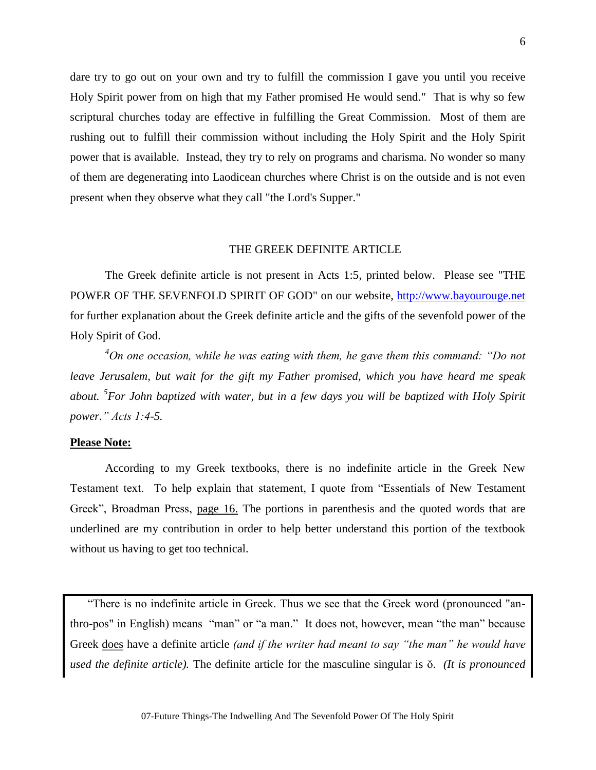dare try to go out on your own and try to fulfill the commission I gave you until you receive Holy Spirit power from on high that my Father promised He would send." That is why so few scriptural churches today are effective in fulfilling the Great Commission. Most of them are rushing out to fulfill their commission without including the Holy Spirit and the Holy Spirit power that is available. Instead, they try to rely on programs and charisma. No wonder so many of them are degenerating into Laodicean churches where Christ is on the outside and is not even present when they observe what they call "the Lord's Supper."

## THE GREEK DEFINITE ARTICLE

The Greek definite article is not present in Acts 1:5, printed below. Please see "THE POWER OF THE SEVENFOLD SPIRIT OF GOD" on our website, http://www.bayourouge.net for further explanation about the Greek definite article and the gifts of the sevenfold power of the Holy Spirit of God.

*[4]On one occasion, while he was eating with them, he gave them this command: "Do not leave Jerusalem, but wait for the gift my Father promised, which you have heard me speak about. [5]For John baptized with water, but in a few days you will be baptized with Holy Spirit power." Acts 1:4-5.*

**Please Note:**

According to my Greek textbooks, there is no indefinite article in the Greek New Testament text. To help explain that statement, I quote from "Essentials of New Testament Greek", Broadman Press, page 16. The portions in parenthesis and the quoted words that are underlined are my contribution in order to help better understand this portion of the textbook without us having to get too technical.

"There is no indefinite article in Greek. Thus we see that the Greek word (pronounced "an-thro-pos" in English) means "man" or "a man." It does not, however, mean "the man" because Greek does have a definite article *(and if the writer had meant to say "the man" he would have used the definite article).* The definite article for the masculine singular is ǒ. *(It is pronounced*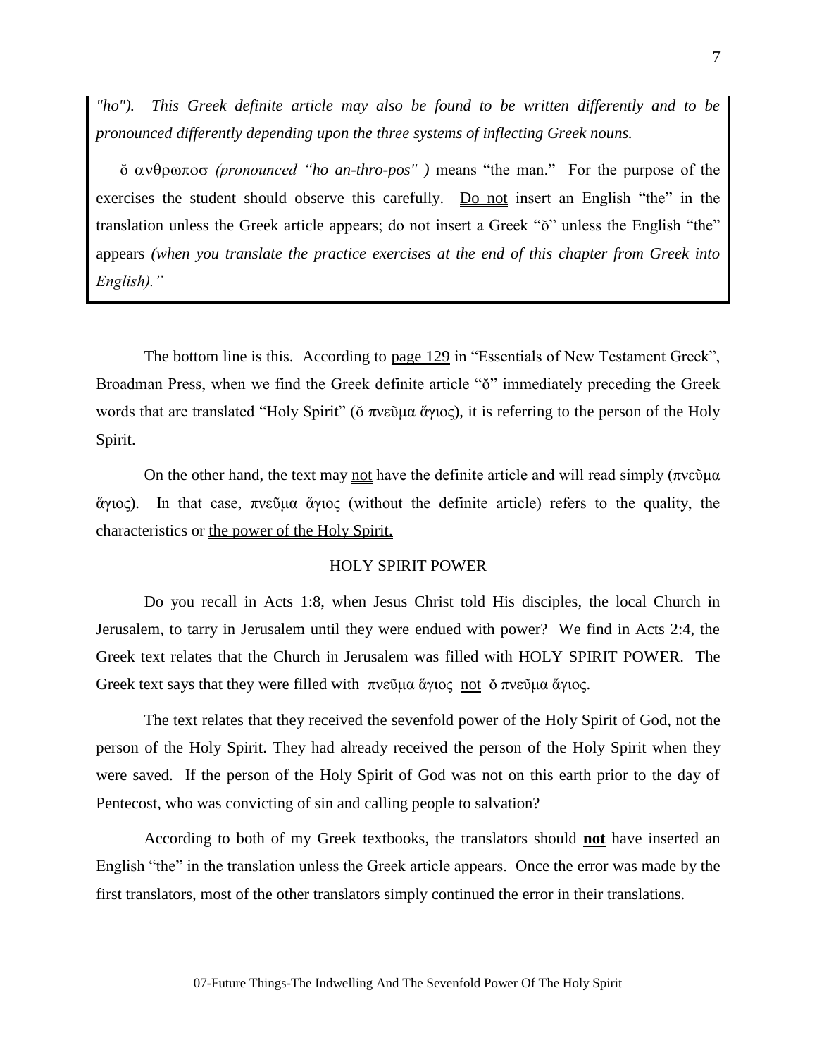*"ho"). This Greek definite article may also be found to be written differently and to be pronounced differently depending upon the three systems of inflecting Greek nouns.*

ὁ ανθρωποσ *(pronounced "ho an-thro-pos" )* means "the man." For the purpose of the exercises the student should observe this carefully. Do not insert an English "the" in the translation unless the Greek article appears; do not insert a Greek "ὁ" unless the English "the" appears *(when you translate the practice exercises at the end of this chapter from Greek into English)."*

The bottom line is this. According to page 129 in "Essentials of New Testament Greek", Broadman Press, when we find the Greek definite article "ὁ" immediately preceding the Greek words that are translated "Holy Spirit" (ὁ πνεῦμα ἅγιος), it is referring to the person of the Holy Spirit.

On the other hand, the text may not have the definite article and will read simply (πνεῦμα ἅγιος). In that case, πνεῦμα ἅγιος (without the definite article) refers to the quality, the characteristics or the power of the Holy Spirit.

## HOLY SPIRIT POWER

Do you recall in Acts 1:8, when Jesus Christ told His disciples, the local Church in Jerusalem, to tarry in Jerusalem until they were endued with power? We find in Acts 2:4, the Greek text relates that the Church in Jerusalem was filled with HOLY SPIRIT POWER. The Greek text says that they were filled with πνεῦμα ἅγιος not ὁ πνεῦμα ἅγιος.

The text relates that they received the sevenfold power of the Holy Spirit of God, not the person of the Holy Spirit. They had already received the person of the Holy Spirit when they were saved. If the person of the Holy Spirit of God was not on this earth prior to the day of Pentecost, who was convicting of sin and calling people to salvation?

According to both of my Greek textbooks, the translators should **not** have inserted an English "the" in the translation unless the Greek article appears. Once the error was made by the first translators, most of the other translators simply continued the error in their translations.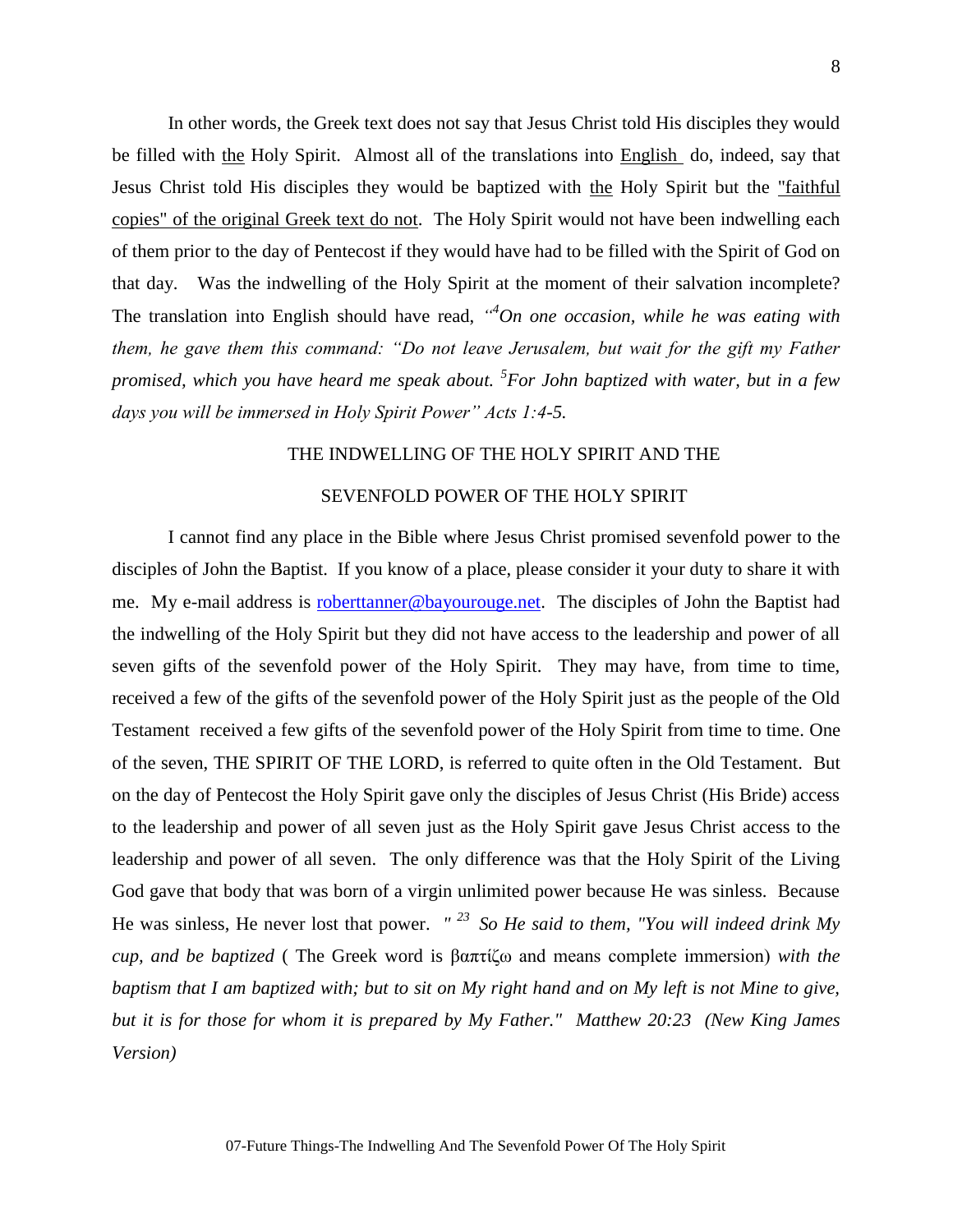In other words, the Greek text does not say that Jesus Christ told His disciples they would be filled with <u>the</u> Holy Spirit. Almost all of the translations into <u>English</u> do, indeed, say that Jesus Christ told His disciples they would be baptized with <u>the</u> Holy Spirit but the <u>"faithful copies" of the original Greek text do not</u>. The Holy Spirit would not have been indwelling each of them prior to the day of Pentecost if they would have had to be filled with the Spirit of God on that day. Was the indwelling of the Holy Spirit at the moment of their salvation incomplete? The translation into English should have read, *"[4]On one occasion, while he was eating with them, he gave them this command: "Do not leave Jerusalem, but wait for the gift my Father promised, which you have heard me speak about. [5]For John baptized with water, but in a few days you will be immersed in Holy Spirit Power" Acts 1:4-5.*

## THE INDWELLING OF THE HOLY SPIRIT AND THE SEVENFOLD POWER OF THE HOLY SPIRIT

I cannot find any place in the Bible where Jesus Christ promised sevenfold power to the disciples of John the Baptist. If you know of a place, please consider it your duty to share it with me. My e-mail address is roberttanner@bayourouge.net. The disciples of John the Baptist had the indwelling of the Holy Spirit but they did not have access to the leadership and power of all seven gifts of the sevenfold power of the Holy Spirit. They may have, from time to time, received a few of the gifts of the sevenfold power of the Holy Spirit just as the people of the Old Testament received a few gifts of the sevenfold power of the Holy Spirit from time to time. One of the seven, THE SPIRIT OF THE LORD, is referred to quite often in the Old Testament. But on the day of Pentecost the Holy Spirit gave only the disciples of Jesus Christ (His Bride) access to the leadership and power of all seven just as the Holy Spirit gave Jesus Christ access to the leadership and power of all seven. The only difference was that the Holy Spirit of the Living God gave that body that was born of a virgin unlimited power because He was sinless. Because He was sinless, He never lost that power. *" [23] So He said to them, "You will indeed drink My cup, and be baptized* ( The Greek word is βαπτίζω and means complete immersion) *with the baptism that I am baptized with; but to sit on My right hand and on My left is not Mine to give, but it is for those for whom it is prepared by My Father." Matthew 20:23 (New King James Version)*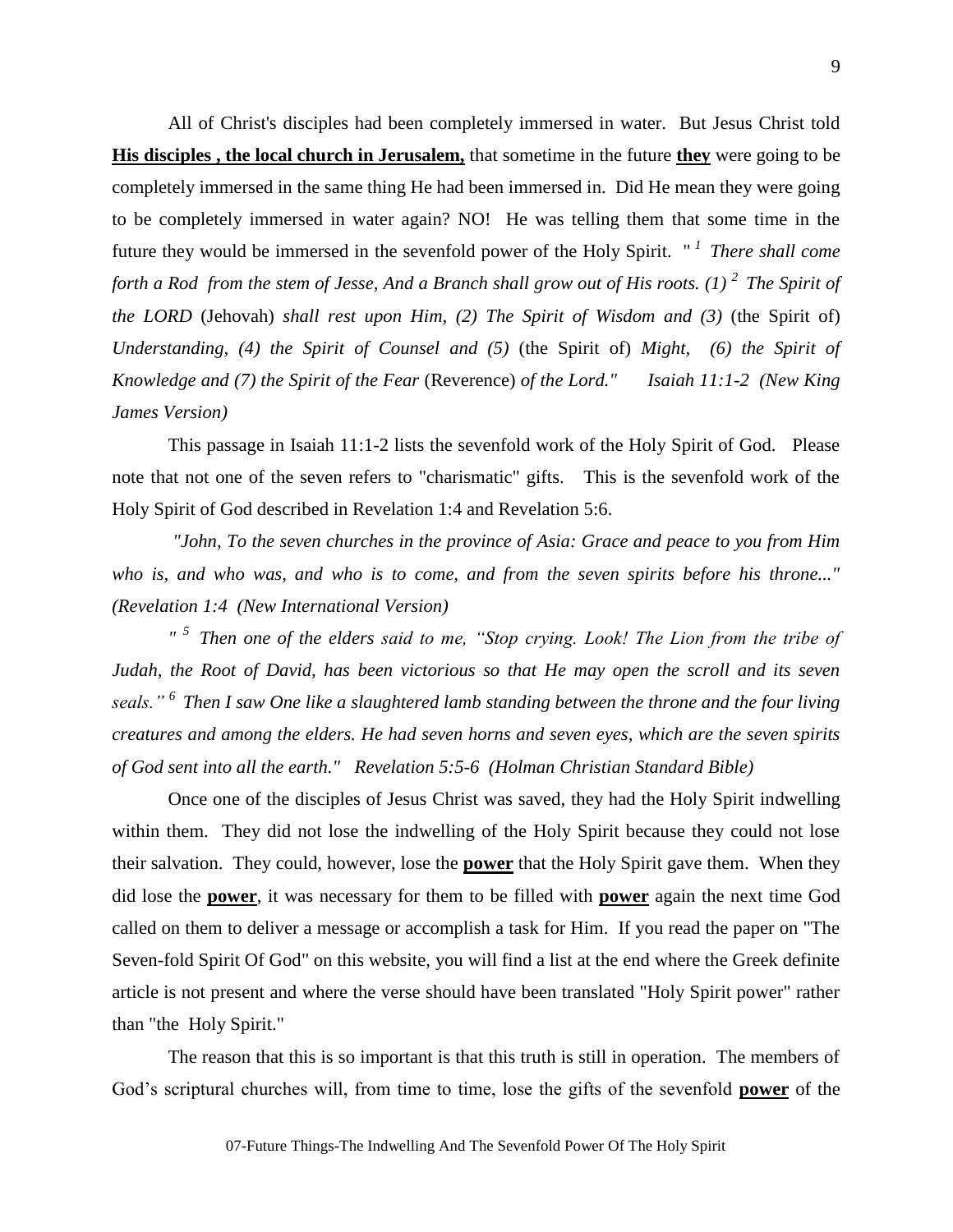All of Christ's disciples had been completely immersed in water. But Jesus Christ told **<u>His disciples , the local church in Jerusalem,</u>** that sometime in the future **<u>they</u>** were going to be completely immersed in the same thing He had been immersed in. Did He mean they were going to be completely immersed in water again? NO! He was telling them that some time in the future they would be immersed in the sevenfold power of the Holy Spirit. "[1] *There shall come forth a Rod from the stem of Jesse, And a Branch shall grow out of His roots. (1)* [2] *The Spirit of the LORD* (Jehovah) *shall rest upon Him, (2) The Spirit of Wisdom and (3)* (the Spirit of) *Understanding, (4) the Spirit of Counsel and (5)* (the Spirit of) *Might, (6) the Spirit of Knowledge and (7) the Spirit of the Fear* (Reverence) *of the Lord." Isaiah 11:1-2 (New King James Version)*

This passage in Isaiah 11:1-2 lists the sevenfold work of the Holy Spirit of God. Please note that not one of the seven refers to "charismatic" gifts. This is the sevenfold work of the Holy Spirit of God described in Revelation 1:4 and Revelation 5:6.

*"John, To the seven churches in the province of Asia: Grace and peace to you from Him who is, and who was, and who is to come, and from the seven spirits before his throne..." (Revelation 1:4 (New International Version)*

*"* [5] *Then one of the elders said to me, "Stop crying. Look! The Lion from the tribe of Judah, the Root of David, has been victorious so that He may open the scroll and its seven seals."* [6] *Then I saw One like a slaughtered lamb standing between the throne and the four living creatures and among the elders. He had seven horns and seven eyes, which are the seven spirits of God sent into all the earth." Revelation 5:5-6 (Holman Christian Standard Bible)*

Once one of the disciples of Jesus Christ was saved, they had the Holy Spirit indwelling within them. They did not lose the indwelling of the Holy Spirit because they could not lose their salvation. They could, however, lose the **<u>power</u>** that the Holy Spirit gave them. When they did lose the **<u>power</u>**, it was necessary for them to be filled with **<u>power</u>** again the next time God called on them to deliver a message or accomplish a task for Him. If you read the paper on "The Seven-fold Spirit Of God" on this website, you will find a list at the end where the Greek definite article is not present and where the verse should have been translated "Holy Spirit power" rather than "the Holy Spirit."

The reason that this is so important is that this truth is still in operation. The members of God's scriptural churches will, from time to time, lose the gifts of the sevenfold **<u>power</u>** of the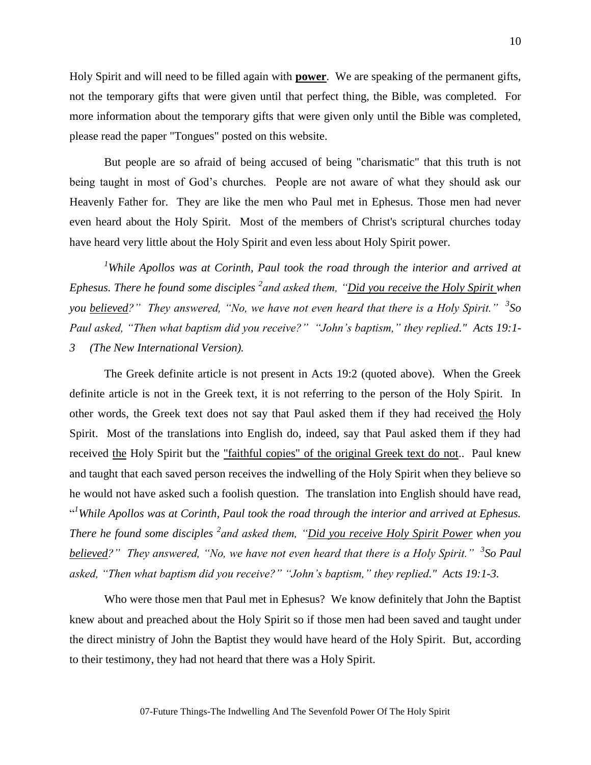Holy Spirit and will need to be filled again with **power**. We are speaking of the permanent gifts, not the temporary gifts that were given until that perfect thing, the Bible, was completed. For more information about the temporary gifts that were given only until the Bible was completed, please read the paper "Tongues" posted on this website.

But people are so afraid of being accused of being "charismatic" that this truth is not being taught in most of God's churches. People are not aware of what they should ask our Heavenly Father for. They are like the men who Paul met in Ephesus. Those men had never even heard about the Holy Spirit. Most of the members of Christ's scriptural churches today have heard very little about the Holy Spirit and even less about Holy Spirit power.

*[1]While Apollos was at Corinth, Paul took the road through the interior and arrived at Ephesus. There he found some disciples [2]and asked them, "Did you receive the Holy Spirit when you believed?" They answered, "No, we have not even heard that there is a Holy Spirit." [3]So Paul asked, "Then what baptism did you receive?" "John's baptism," they replied." Acts 19:1-3 (The New International Version).*

The Greek definite article is not present in Acts 19:2 (quoted above). When the Greek definite article is not in the Greek text, it is not referring to the person of the Holy Spirit. In other words, the Greek text does not say that Paul asked them if they had received the Holy Spirit. Most of the translations into English do, indeed, say that Paul asked them if they had received the Holy Spirit but the "faithful copies" of the original Greek text do not.. Paul knew and taught that each saved person receives the indwelling of the Holy Spirit when they believe so he would not have asked such a foolish question. The translation into English should have read, "*[1]While Apollos was at Corinth, Paul took the road through the interior and arrived at Ephesus. There he found some disciples [2]and asked them, "Did you receive Holy Spirit Power when you believed?" They answered, "No, we have not even heard that there is a Holy Spirit." [3]So Paul asked, "Then what baptism did you receive?" "John's baptism," they replied." Acts 19:1-3.*

Who were those men that Paul met in Ephesus? We know definitely that John the Baptist knew about and preached about the Holy Spirit so if those men had been saved and taught under the direct ministry of John the Baptist they would have heard of the Holy Spirit. But, according to their testimony, they had not heard that there was a Holy Spirit.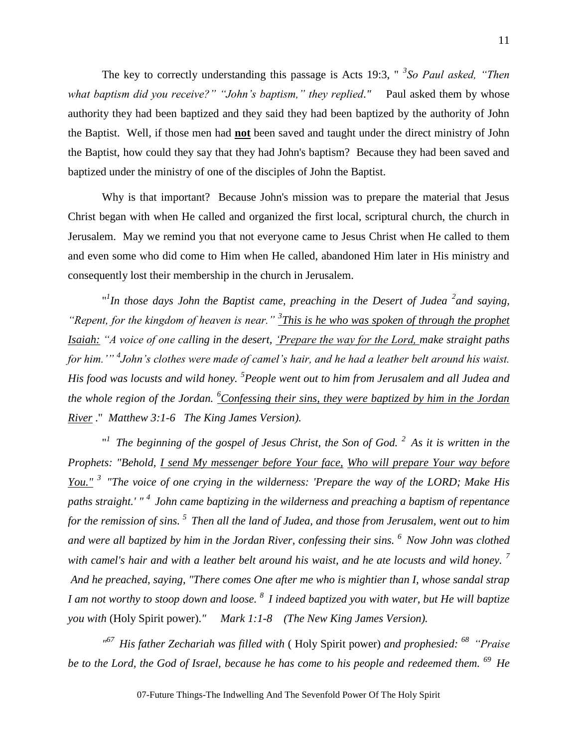The key to correctly understanding this passage is Acts 19:3, " [3]*So Paul asked, "Then what baptism did you receive?" "John's baptism," they replied."* Paul asked them by whose authority they had been baptized and they said they had been baptized by the authority of John the Baptist. Well, if those men had **not** been saved and taught under the direct ministry of John the Baptist, how could they say that they had John's baptism? Because they had been saved and baptized under the ministry of one of the disciples of John the Baptist.

Why is that important? Because John's mission was to prepare the material that Jesus Christ began with when He called and organized the first local, scriptural church, the church in Jerusalem. May we remind you that not everyone came to Jesus Christ when He called to them and even some who did come to Him when He called, abandoned Him later in His ministry and consequently lost their membership in the church in Jerusalem.

"[1]*In those days John the Baptist came, preaching in the Desert of Judea* [2]*and saying, "Repent, for the kingdom of heaven is near."* [3]<u>*This is he who was spoken of through the prophet Isaiah:*</u> *"A voice of one calling in the desert,* <u>*'Prepare the way for the Lord,*</u> *make straight paths for him.'"* [4]*John's clothes were made of camel's hair, and he had a leather belt around his waist. His food was locusts and wild honey.* [5]*People went out to him from Jerusalem and all Judea and the whole region of the Jordan.* [6]<u>*Confessing their sins, they were baptized by him in the Jordan River*</u> ." *Matthew 3:1-6 The King James Version).*

"[1] *The beginning of the gospel of Jesus Christ, the Son of God.* [2] *As it is written in the Prophets: "Behold,* <u>*I send My messenger before Your face,*</u> <u>*Who will prepare Your way before You."*</u> [3] *"The voice of one crying in the wilderness: 'Prepare the way of the LORD; Make His paths straight.' "* [4] *John came baptizing in the wilderness and preaching a baptism of repentance for the remission of sins.* [5] *Then all the land of Judea, and those from Jerusalem, went out to him and were all baptized by him in the Jordan River, confessing their sins.* [6] *Now John was clothed with camel's hair and with a leather belt around his waist, and he ate locusts and wild honey.* [7] *And he preached, saying, "There comes One after me who is mightier than I, whose sandal strap I am not worthy to stoop down and loose.* [8] *I indeed baptized you with water, but He will baptize you with* (Holy Spirit power)*." Mark 1:1-8 (The New King James Version).*

*"*[67] *His father Zechariah was filled with* ( Holy Spirit power) *and prophesied:* [68] *"Praise be to the Lord, the God of Israel, because he has come to his people and redeemed them.* [69] *He*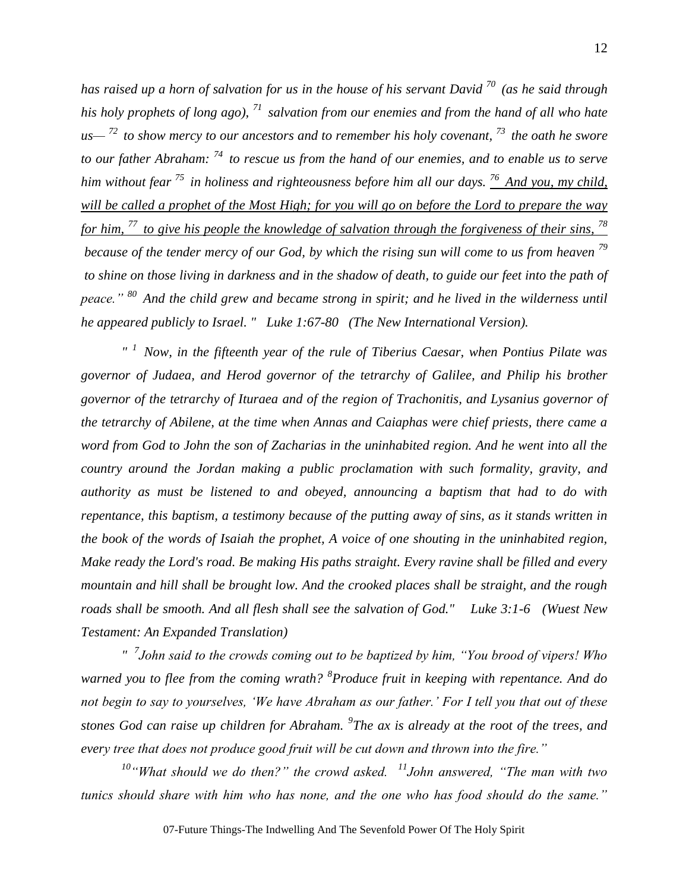*has raised up a horn of salvation for us in the house of his servant David* [70] *(as he said through his holy prophets of long ago),* [71] *salvation from our enemies and from the hand of all who hate us—* [72] *to show mercy to our ancestors and to remember his holy covenant,* [73] *the oath he swore to our father Abraham:* [74] *to rescue us from the hand of our enemies, and to enable us to serve him without fear* [75] *in holiness and righteousness before him all our days.* <u>*[76] And you, my child, will be called a prophet of the Most High; for you will go on before the Lord to prepare the way for him, [77] to give his people the knowledge of salvation through the forgiveness of their sins,*</u> [78] *because of the tender mercy of our God, by which the rising sun will come to us from heaven* [79] *to shine on those living in darkness and in the shadow of death, to guide our feet into the path of peace."* [80] *And the child grew and became strong in spirit; and he lived in the wilderness until he appeared publicly to Israel. " Luke 1:67-80 (The New International Version).*

*" [1] Now, in the fifteenth year of the rule of Tiberius Caesar, when Pontius Pilate was governor of Judaea, and Herod governor of the tetrarchy of Galilee, and Philip his brother governor of the tetrarchy of Ituraea and of the region of Trachonitis, and Lysanius governor of the tetrarchy of Abilene, at the time when Annas and Caiaphas were chief priests, there came a word from God to John the son of Zacharias in the uninhabited region. And he went into all the country around the Jordan making a public proclamation with such formality, gravity, and authority as must be listened to and obeyed, announcing a baptism that had to do with repentance, this baptism, a testimony because of the putting away of sins, as it stands written in the book of the words of Isaiah the prophet, A voice of one shouting in the uninhabited region, Make ready the Lord's road. Be making His paths straight. Every ravine shall be filled and every mountain and hill shall be brought low. And the crooked places shall be straight, and the rough roads shall be smooth. And all flesh shall see the salvation of God." Luke 3:1-6 (Wuest New Testament: An Expanded Translation)*

*" [7]John said to the crowds coming out to be baptized by him, "You brood of vipers! Who warned you to flee from the coming wrath? [8]Produce fruit in keeping with repentance. And do not begin to say to yourselves, 'We have Abraham as our father.' For I tell you that out of these stones God can raise up children for Abraham. [9]The ax is already at the root of the trees, and every tree that does not produce good fruit will be cut down and thrown into the fire."*

*[10]"What should we do then?" the crowd asked. [11]John answered, "The man with two tunics should share with him who has none, and the one who has food should do the same."*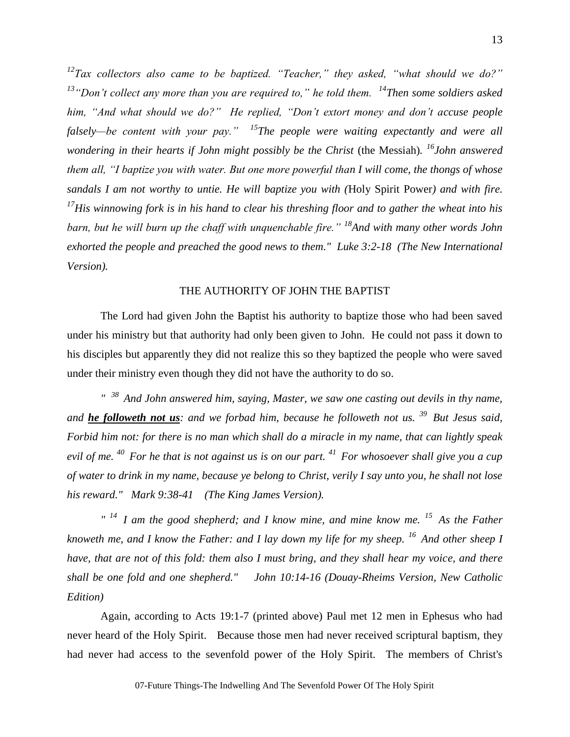[12]*Tax collectors also came to be baptized. "Teacher," they asked, "what should we do?"* [13]*"Don't collect any more than you are required to," he told them.* [14]*Then some soldiers asked him, "And what should we do?" He replied, "Don't extort money and don't accuse people falsely—be content with your pay."* [15]*The people were waiting expectantly and were all wondering in their hearts if John might possibly be the Christ* (the Messiah). [16]*John answered them all, "I baptize you with water. But one more powerful than I will come, the thongs of whose sandals I am not worthy to untie. He will baptize you with (*Holy Spirit Power*) and with fire.* [17]*His winnowing fork is in his hand to clear his threshing floor and to gather the wheat into his barn, but he will burn up the chaff with unquenchable fire."* [18]*And with many other words John exhorted the people and preached the good news to them." Luke 3:2-18 (The New International Version).*

THE AUTHORITY OF JOHN THE BAPTIST

The Lord had given John the Baptist his authority to baptize those who had been saved under his ministry but that authority had only been given to John. He could not pass it down to his disciples but apparently they did not realize this so they baptized the people who were saved under their ministry even though they did not have the authority to do so.

*" [38] And John answered him, saying, Master, we saw one casting out devils in thy name, and **he followeth not us**: and we forbad him, because he followeth not us. [39] But Jesus said, Forbid him not: for there is no man which shall do a miracle in my name, that can lightly speak evil of me. [40] For he that is not against us is on our part. [41] For whosoever shall give you a cup of water to drink in my name, because ye belong to Christ, verily I say unto you, he shall not lose his reward." Mark 9:38-41 (The King James Version).*

*" [14] I am the good shepherd; and I know mine, and mine know me. [15] As the Father knoweth me, and I know the Father: and I lay down my life for my sheep. [16] And other sheep I have, that are not of this fold: them also I must bring, and they shall hear my voice, and there shall be one fold and one shepherd." John 10:14-16 (Douay-Rheims Version, New Catholic Edition)*

Again, according to Acts 19:1-7 (printed above) Paul met 12 men in Ephesus who had never heard of the Holy Spirit. Because those men had never received scriptural baptism, they had never had access to the sevenfold power of the Holy Spirit. The members of Christ's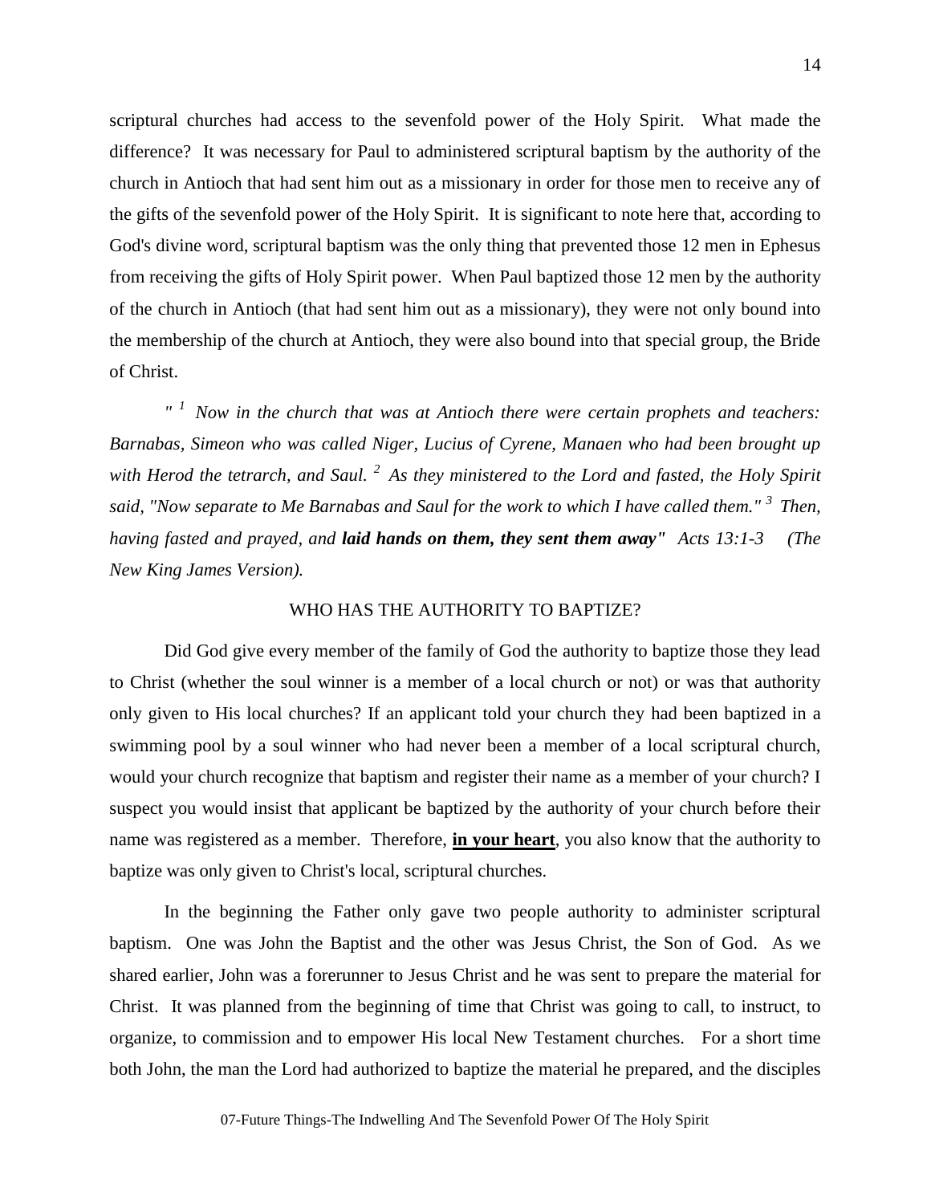scriptural churches had access to the sevenfold power of the Holy Spirit. What made the difference? It was necessary for Paul to administered scriptural baptism by the authority of the church in Antioch that had sent him out as a missionary in order for those men to receive any of the gifts of the sevenfold power of the Holy Spirit. It is significant to note here that, according to God's divine word, scriptural baptism was the only thing that prevented those 12 men in Ephesus from receiving the gifts of Holy Spirit power. When Paul baptized those 12 men by the authority of the church in Antioch (that had sent him out as a missionary), they were not only bound into the membership of the church at Antioch, they were also bound into that special group, the Bride of Christ.

*" [1] Now in the church that was at Antioch there were certain prophets and teachers: Barnabas, Simeon who was called Niger, Lucius of Cyrene, Manaen who had been brought up with Herod the tetrarch, and Saul. [2] As they ministered to the Lord and fasted, the Holy Spirit said, "Now separate to Me Barnabas and Saul for the work to which I have called them." [3] Then, having fasted and prayed, and* ***laid hands on them, they sent them away"*** *Acts 13:1-3 (The New King James Version).*

## WHO HAS THE AUTHORITY TO BAPTIZE?

Did God give every member of the family of God the authority to baptize those they lead to Christ (whether the soul winner is a member of a local church or not) or was that authority only given to His local churches? If an applicant told your church they had been baptized in a swimming pool by a soul winner who had never been a member of a local scriptural church, would your church recognize that baptism and register their name as a member of your church? I suspect you would insist that applicant be baptized by the authority of your church before their name was registered as a member. Therefore, **in your heart**, you also know that the authority to baptize was only given to Christ's local, scriptural churches.

In the beginning the Father only gave two people authority to administer scriptural baptism. One was John the Baptist and the other was Jesus Christ, the Son of God. As we shared earlier, John was a forerunner to Jesus Christ and he was sent to prepare the material for Christ. It was planned from the beginning of time that Christ was going to call, to instruct, to organize, to commission and to empower His local New Testament churches. For a short time both John, the man the Lord had authorized to baptize the material he prepared, and the disciples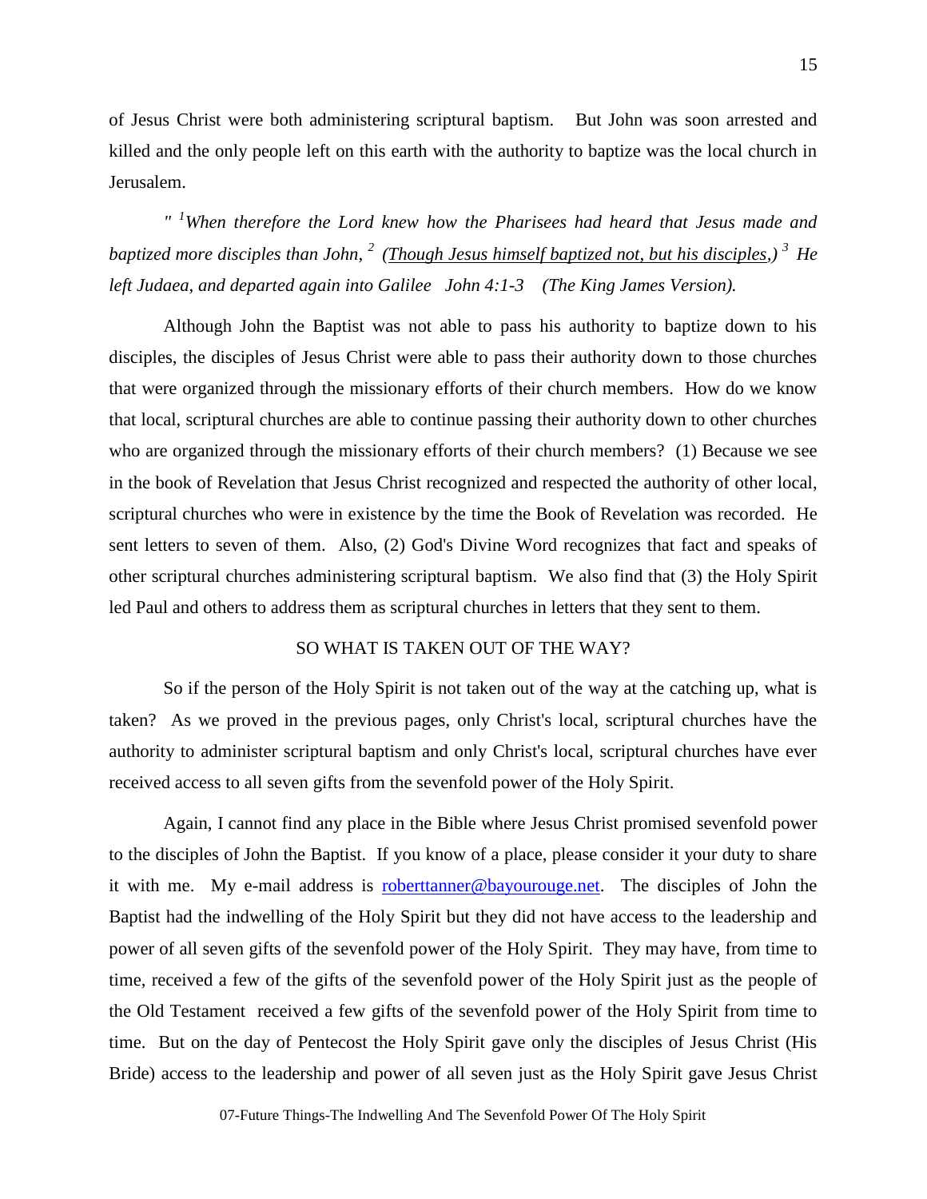of Jesus Christ were both administering scriptural baptism. But John was soon arrested and killed and the only people left on this earth with the authority to baptize was the local church in Jerusalem.

*" [1]When therefore the Lord knew how the Pharisees had heard that Jesus made and baptized more disciples than John, [2] (<u>Though Jesus himself baptized not, but his disciples</u>,) [3] He left Judaea, and departed again into Galilee John 4:1-3 (The King James Version).*

Although John the Baptist was not able to pass his authority to baptize down to his disciples, the disciples of Jesus Christ were able to pass their authority down to those churches that were organized through the missionary efforts of their church members. How do we know that local, scriptural churches are able to continue passing their authority down to other churches who are organized through the missionary efforts of their church members? (1) Because we see in the book of Revelation that Jesus Christ recognized and respected the authority of other local, scriptural churches who were in existence by the time the Book of Revelation was recorded. He sent letters to seven of them. Also, (2) God's Divine Word recognizes that fact and speaks of other scriptural churches administering scriptural baptism. We also find that (3) the Holy Spirit led Paul and others to address them as scriptural churches in letters that they sent to them.

## SO WHAT IS TAKEN OUT OF THE WAY?

So if the person of the Holy Spirit is not taken out of the way at the catching up, what is taken? As we proved in the previous pages, only Christ's local, scriptural churches have the authority to administer scriptural baptism and only Christ's local, scriptural churches have ever received access to all seven gifts from the sevenfold power of the Holy Spirit.

Again, I cannot find any place in the Bible where Jesus Christ promised sevenfold power to the disciples of John the Baptist. If you know of a place, please consider it your duty to share it with me. My e-mail address is [roberttanner@bayourouge.net](mailto:roberttanner@bayourouge.net). The disciples of John the Baptist had the indwelling of the Holy Spirit but they did not have access to the leadership and power of all seven gifts of the sevenfold power of the Holy Spirit. They may have, from time to time, received a few of the gifts of the sevenfold power of the Holy Spirit just as the people of the Old Testament received a few gifts of the sevenfold power of the Holy Spirit from time to time. But on the day of Pentecost the Holy Spirit gave only the disciples of Jesus Christ (His Bride) access to the leadership and power of all seven just as the Holy Spirit gave Jesus Christ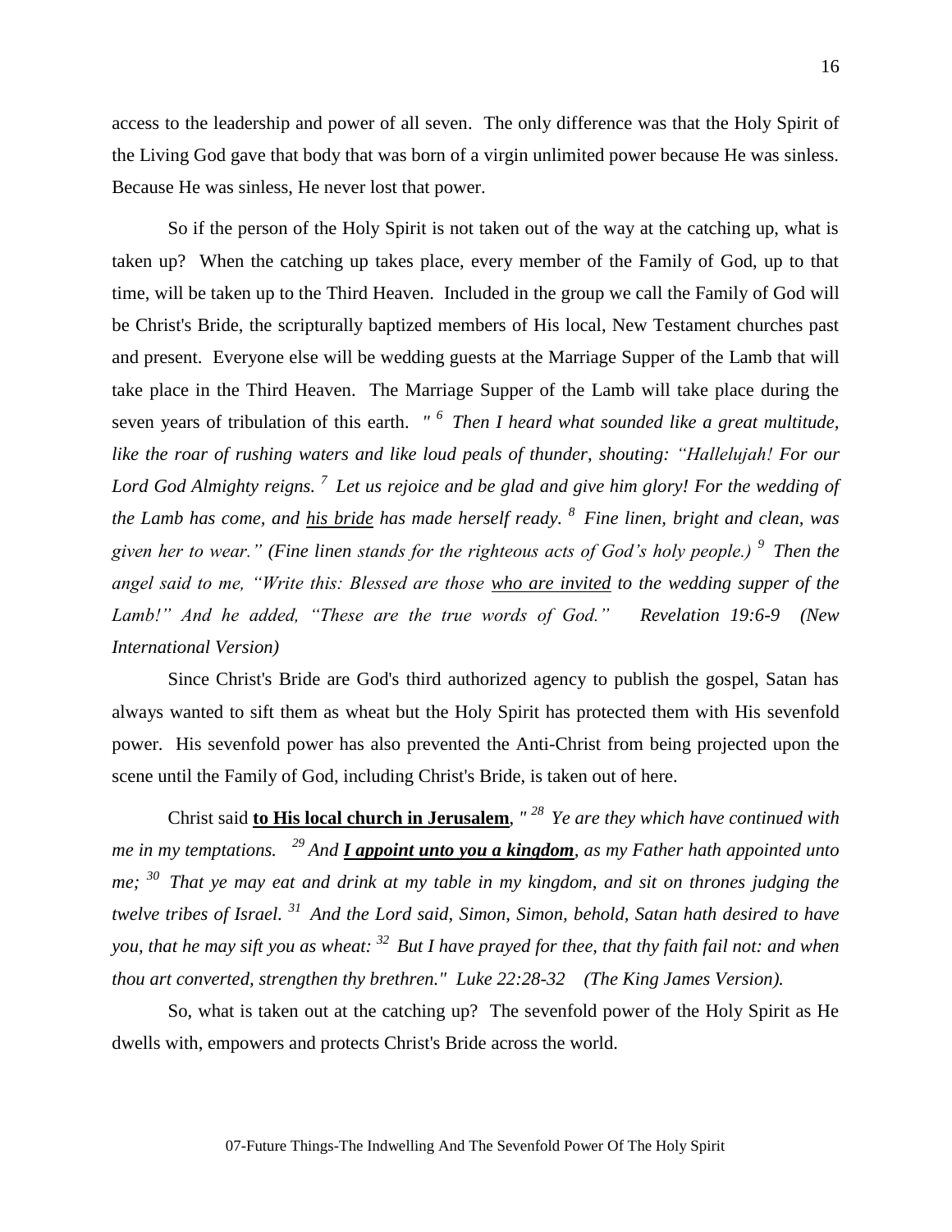access to the leadership and power of all seven. The only difference was that the Holy Spirit of the Living God gave that body that was born of a virgin unlimited power because He was sinless. Because He was sinless, He never lost that power.

So if the person of the Holy Spirit is not taken out of the way at the catching up, what is taken up? When the catching up takes place, every member of the Family of God, up to that time, will be taken up to the Third Heaven. Included in the group we call the Family of God will be Christ's Bride, the scripturally baptized members of His local, New Testament churches past and present. Everyone else will be wedding guests at the Marriage Supper of the Lamb that will take place in the Third Heaven. The Marriage Supper of the Lamb will take place during the seven years of tribulation of this earth. *" [6] Then I heard what sounded like a great multitude, like the roar of rushing waters and like loud peals of thunder, shouting: "Hallelujah! For our Lord God Almighty reigns. [7] Let us rejoice and be glad and give him glory! For the wedding of the Lamb has come, and <u>his bride</u> has made herself ready. [8] Fine linen, bright and clean, was given her to wear." (Fine linen stands for the righteous acts of God's holy people.) [9] Then the angel said to me, "Write this: Blessed are those <u>who are invited</u> to the wedding supper of the Lamb!" And he added, "These are the true words of God." Revelation 19:6-9 (New International Version)*

Since Christ's Bride are God's third authorized agency to publish the gospel, Satan has always wanted to sift them as wheat but the Holy Spirit has protected them with His sevenfold power. His sevenfold power has also prevented the Anti-Christ from being projected upon the scene until the Family of God, including Christ's Bride, is taken out of here.

Christ said **<u>to His local church in Jerusalem</u>**, *" [28] Ye are they which have continued with me in my temptations. [29] And **<u>I appoint unto you a kingdom</u>**, as my Father hath appointed unto me; [30] That ye may eat and drink at my table in my kingdom, and sit on thrones judging the twelve tribes of Israel. [31] And the Lord said, Simon, Simon, behold, Satan hath desired to have you, that he may sift you as wheat: [32] But I have prayed for thee, that thy faith fail not: and when thou art converted, strengthen thy brethren." Luke 22:28-32 (The King James Version).*

So, what is taken out at the catching up? The sevenfold power of the Holy Spirit as He dwells with, empowers and protects Christ's Bride across the world.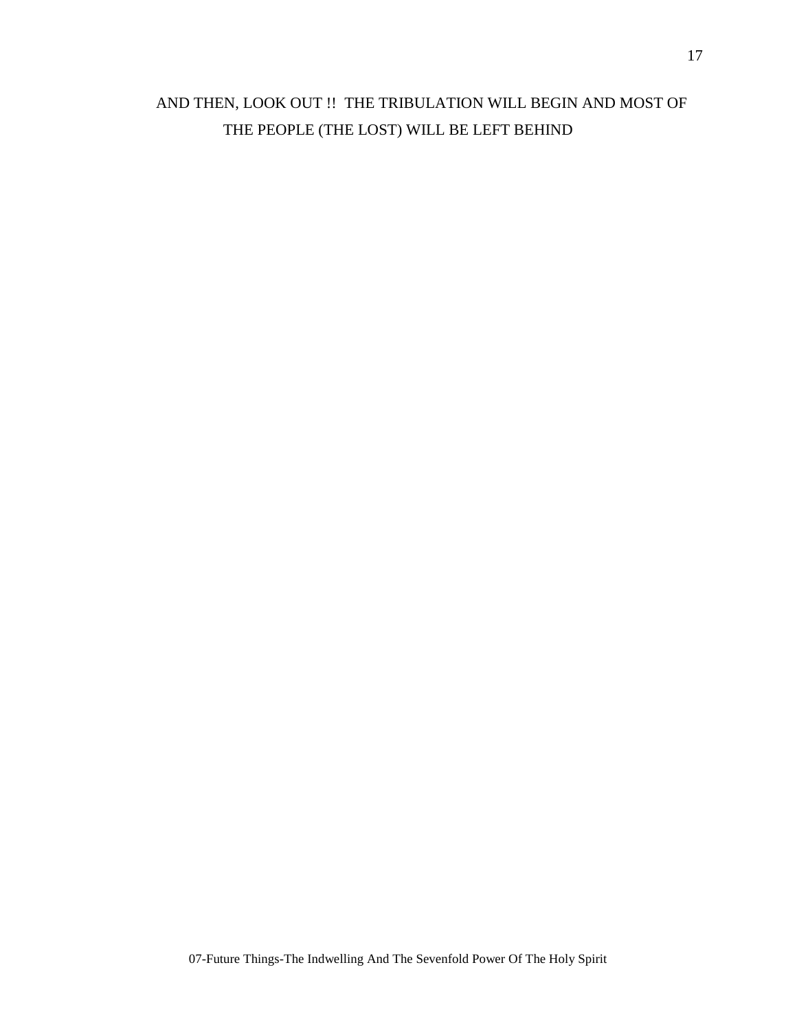AND THEN, LOOK OUT !! THE TRIBULATION WILL BEGIN AND MOST OF THE PEOPLE (THE LOST) WILL BE LEFT BEHIND